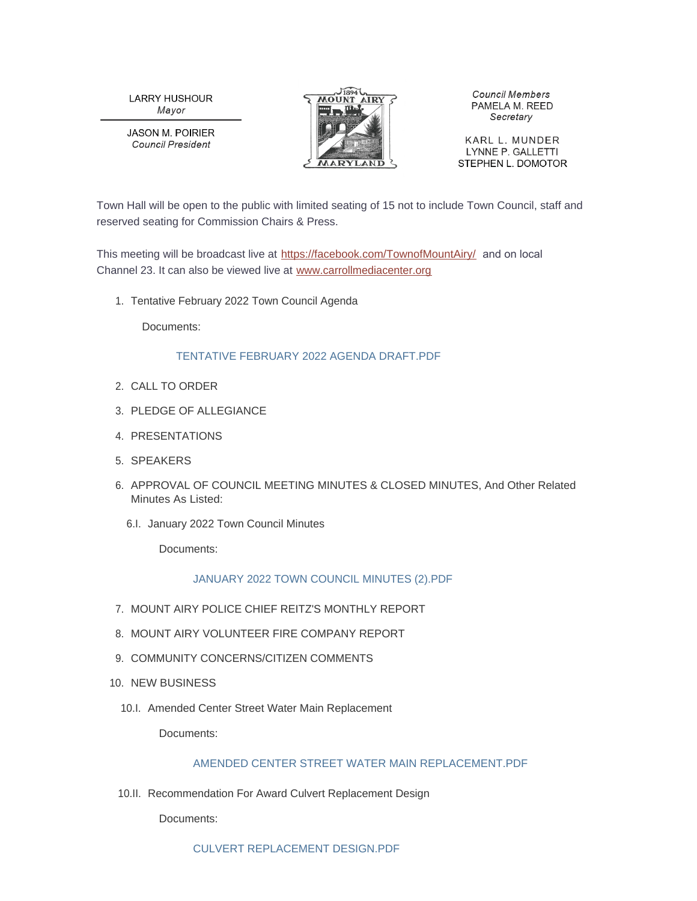LARRY HUSHOUR
*Mayor*

JASON M. POIRIER
*Council President*

MOUNT AIRY 1894 MARYLAND

*Council Members*
PAMELA M. REED
*Secretary*

KARL L. MUNDER
LYNNE P. GALLETTI
STEPHEN L. DOMOTOR

Town Hall will be open to the public with limited seating of 15 not to include Town Council, staff and reserved seating for Commission Chairs & Press.

This meeting will be broadcast live at https://facebook.com/TownofMountAiry/ and on local Channel 23. It can also be viewed live at www.carrollmediacenter.org

1. Tentative February 2022 Town Council Agenda

   Documents:

   TENTATIVE FEBRUARY 2022 AGENDA DRAFT.PDF

2. CALL TO ORDER
3. PLEDGE OF ALLEGIANCE
4. PRESENTATIONS
5. SPEAKERS
6. APPROVAL OF COUNCIL MEETING MINUTES & CLOSED MINUTES, And Other Related Minutes As Listed:

   6.I. January 2022 Town Council Minutes

   Documents:

   JANUARY 2022 TOWN COUNCIL MINUTES (2).PDF

7. MOUNT AIRY POLICE CHIEF REITZ'S MONTHLY REPORT
8. MOUNT AIRY VOLUNTEER FIRE COMPANY REPORT
9. COMMUNITY CONCERNS/CITIZEN COMMENTS
10. NEW BUSINESS

    10.I. Amended Center Street Water Main Replacement

    Documents:

    AMENDED CENTER STREET WATER MAIN REPLACEMENT.PDF

    10.II. Recommendation For Award Culvert Replacement Design

    Documents:

    CULVERT REPLACEMENT DESIGN.PDF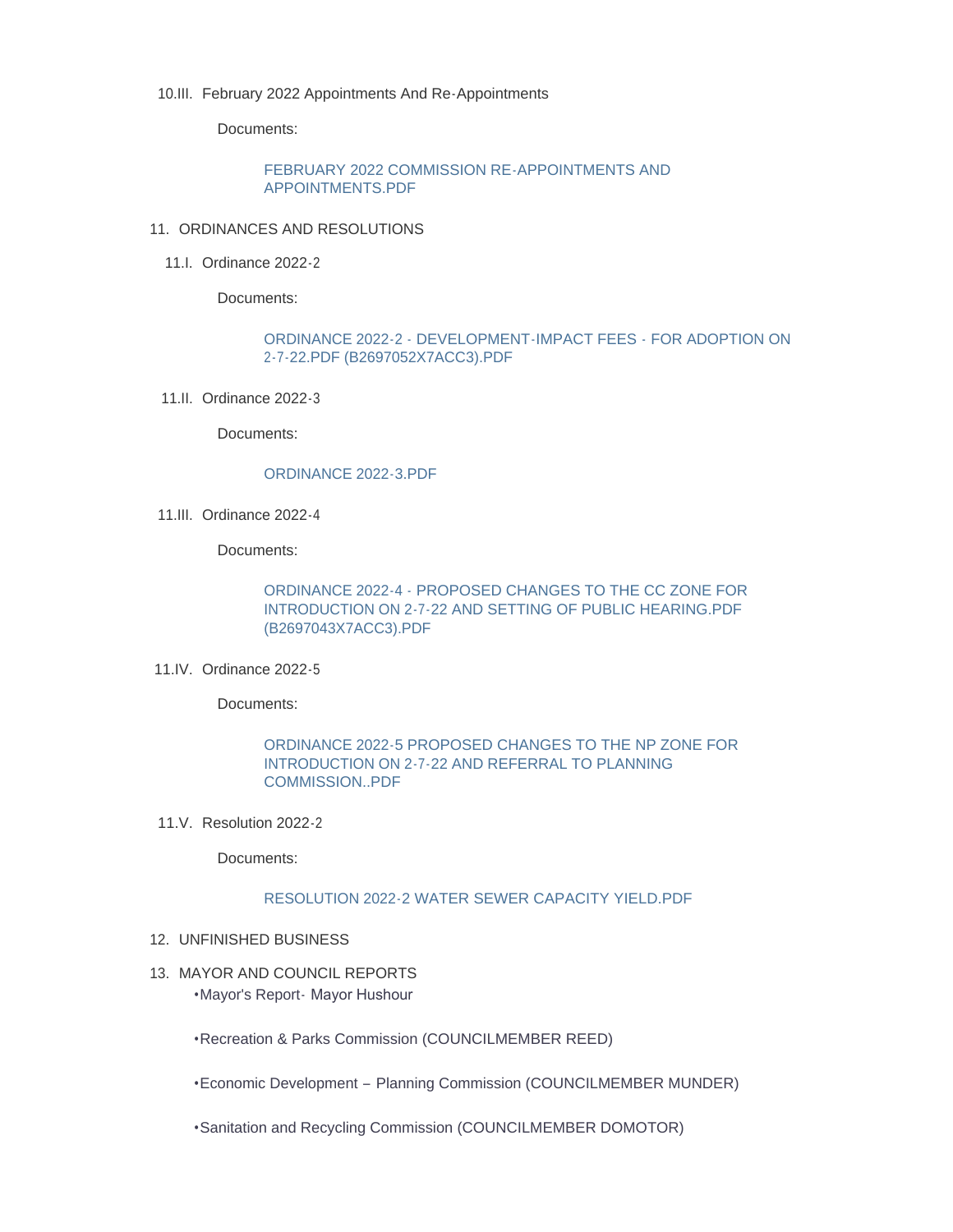10.III. February 2022 Appointments And Re-Appointments

Documents:

FEBRUARY 2022 COMMISSION RE-APPOINTMENTS AND APPOINTMENTS.PDF

11. ORDINANCES AND RESOLUTIONS

11.I. Ordinance 2022-2

Documents:

ORDINANCE 2022-2 - DEVELOPMENT-IMPACT FEES - FOR ADOPTION ON 2-7-22.PDF (B2697052X7ACC3).PDF

11.II. Ordinance 2022-3

Documents:

ORDINANCE 2022-3.PDF

11.III. Ordinance 2022-4

Documents:

ORDINANCE 2022-4 - PROPOSED CHANGES TO THE CC ZONE FOR INTRODUCTION ON 2-7-22 AND SETTING OF PUBLIC HEARING.PDF (B2697043X7ACC3).PDF

11.IV. Ordinance 2022-5

Documents:

ORDINANCE 2022-5 PROPOSED CHANGES TO THE NP ZONE FOR INTRODUCTION ON 2-7-22 AND REFERRAL TO PLANNING COMMISSION..PDF

11.V. Resolution 2022-2

Documents:

RESOLUTION 2022-2 WATER SEWER CAPACITY YIELD.PDF

12. UNFINISHED BUSINESS

13. MAYOR AND COUNCIL REPORTS

- Mayor's Report- Mayor Hushour
- Recreation & Parks Commission (COUNCILMEMBER REED)
- Economic Development – Planning Commission (COUNCILMEMBER MUNDER)
- Sanitation and Recycling Commission (COUNCILMEMBER DOMOTOR)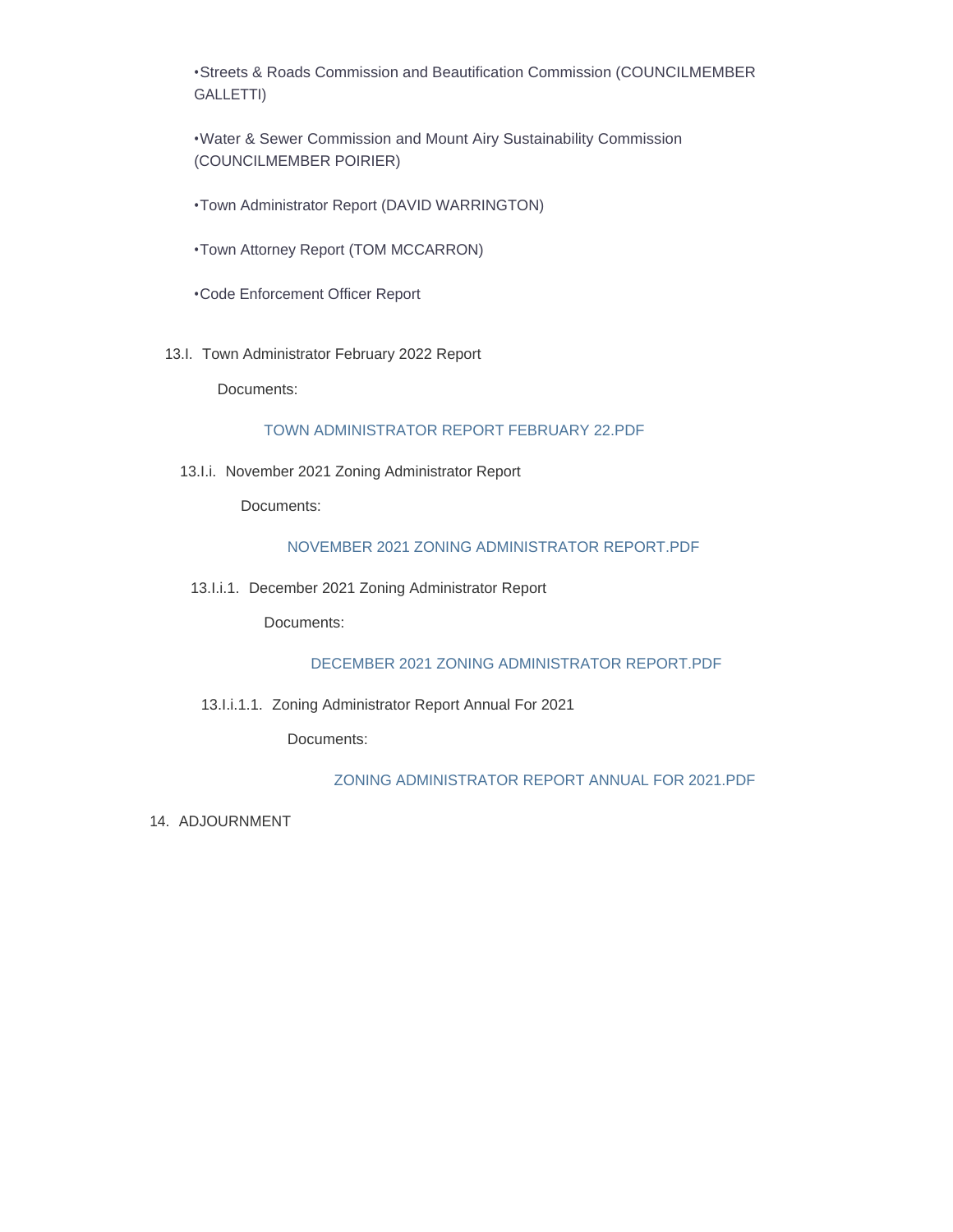•Streets & Roads Commission and Beautification Commission (COUNCILMEMBER GALLETTI)

•Water & Sewer Commission and Mount Airy Sustainability Commission (COUNCILMEMBER POIRIER)

•Town Administrator Report (DAVID WARRINGTON)

•Town Attorney Report (TOM MCCARRON)

•Code Enforcement Officer Report

13.I. Town Administrator February 2022 Report

Documents:

TOWN ADMINISTRATOR REPORT FEBRUARY 22.PDF

13.I.i. November 2021 Zoning Administrator Report

Documents:

NOVEMBER 2021 ZONING ADMINISTRATOR REPORT.PDF

13.I.i.1. December 2021 Zoning Administrator Report

Documents:

DECEMBER 2021 ZONING ADMINISTRATOR REPORT.PDF

13.I.i.1.1. Zoning Administrator Report Annual For 2021

Documents:

ZONING ADMINISTRATOR REPORT ANNUAL FOR 2021.PDF

14. ADJOURNMENT